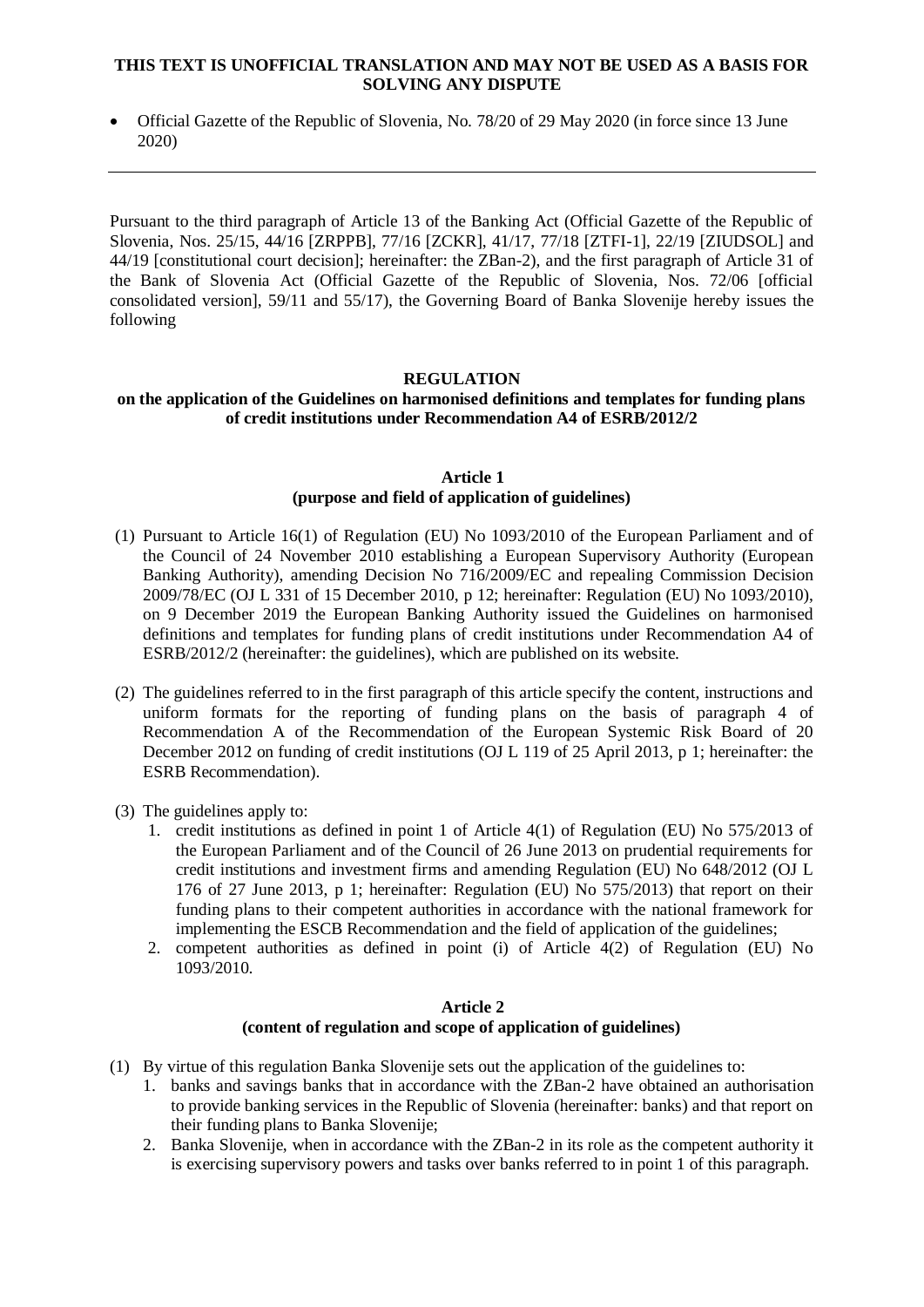**THIS TEXT IS UNOFFICIAL TRANSLATION AND MAY NOT BE USED AS A BASIS FOR SOLVING ANY DISPUTE**

- Official Gazette of the Republic of Slovenia, No. 78/20 of 29 May 2020 (in force since 13 June 2020)

---

Pursuant to the third paragraph of Article 13 of the Banking Act (Official Gazette of the Republic of Slovenia, Nos. 25/15, 44/16 [ZRPPB], 77/16 [ZCKR], 41/17, 77/18 [ZTFI-1], 22/19 [ZIUDSOL] and 44/19 [constitutional court decision]; hereinafter: the ZBan-2), and the first paragraph of Article 31 of the Bank of Slovenia Act (Official Gazette of the Republic of Slovenia, Nos. 72/06 [official consolidated version], 59/11 and 55/17), the Governing Board of Banka Slovenije hereby issues the following

# REGULATION
## on the application of the Guidelines on harmonised definitions and templates for funding plans of credit institutions under Recommendation A4 of ESRB/2012/2

### Article 1
### (purpose and field of application of guidelines)

(1) Pursuant to Article 16(1) of Regulation (EU) No 1093/2010 of the European Parliament and of the Council of 24 November 2010 establishing a European Supervisory Authority (European Banking Authority), amending Decision No 716/2009/EC and repealing Commission Decision 2009/78/EC (OJ L 331 of 15 December 2010, p 12; hereinafter: Regulation (EU) No 1093/2010), on 9 December 2019 the European Banking Authority issued the Guidelines on harmonised definitions and templates for funding plans of credit institutions under Recommendation A4 of ESRB/2012/2 (hereinafter: the guidelines), which are published on its website.

(2) The guidelines referred to in the first paragraph of this article specify the content, instructions and uniform formats for the reporting of funding plans on the basis of paragraph 4 of Recommendation A of the Recommendation of the European Systemic Risk Board of 20 December 2012 on funding of credit institutions (OJ L 119 of 25 April 2013, p 1; hereinafter: the ESRB Recommendation).

(3) The guidelines apply to:
   1. credit institutions as defined in point 1 of Article 4(1) of Regulation (EU) No 575/2013 of the European Parliament and of the Council of 26 June 2013 on prudential requirements for credit institutions and investment firms and amending Regulation (EU) No 648/2012 (OJ L 176 of 27 June 2013, p 1; hereinafter: Regulation (EU) No 575/2013) that report on their funding plans to their competent authorities in accordance with the national framework for implementing the ESCB Recommendation and the field of application of the guidelines;
   2. competent authorities as defined in point (i) of Article 4(2) of Regulation (EU) No 1093/2010.

### Article 2
### (content of regulation and scope of application of guidelines)

(1) By virtue of this regulation Banka Slovenije sets out the application of the guidelines to:
   1. banks and savings banks that in accordance with the ZBan-2 have obtained an authorisation to provide banking services in the Republic of Slovenia (hereinafter: banks) and that report on their funding plans to Banka Slovenije;
   2. Banka Slovenije, when in accordance with the ZBan-2 in its role as the competent authority it is exercising supervisory powers and tasks over banks referred to in point 1 of this paragraph.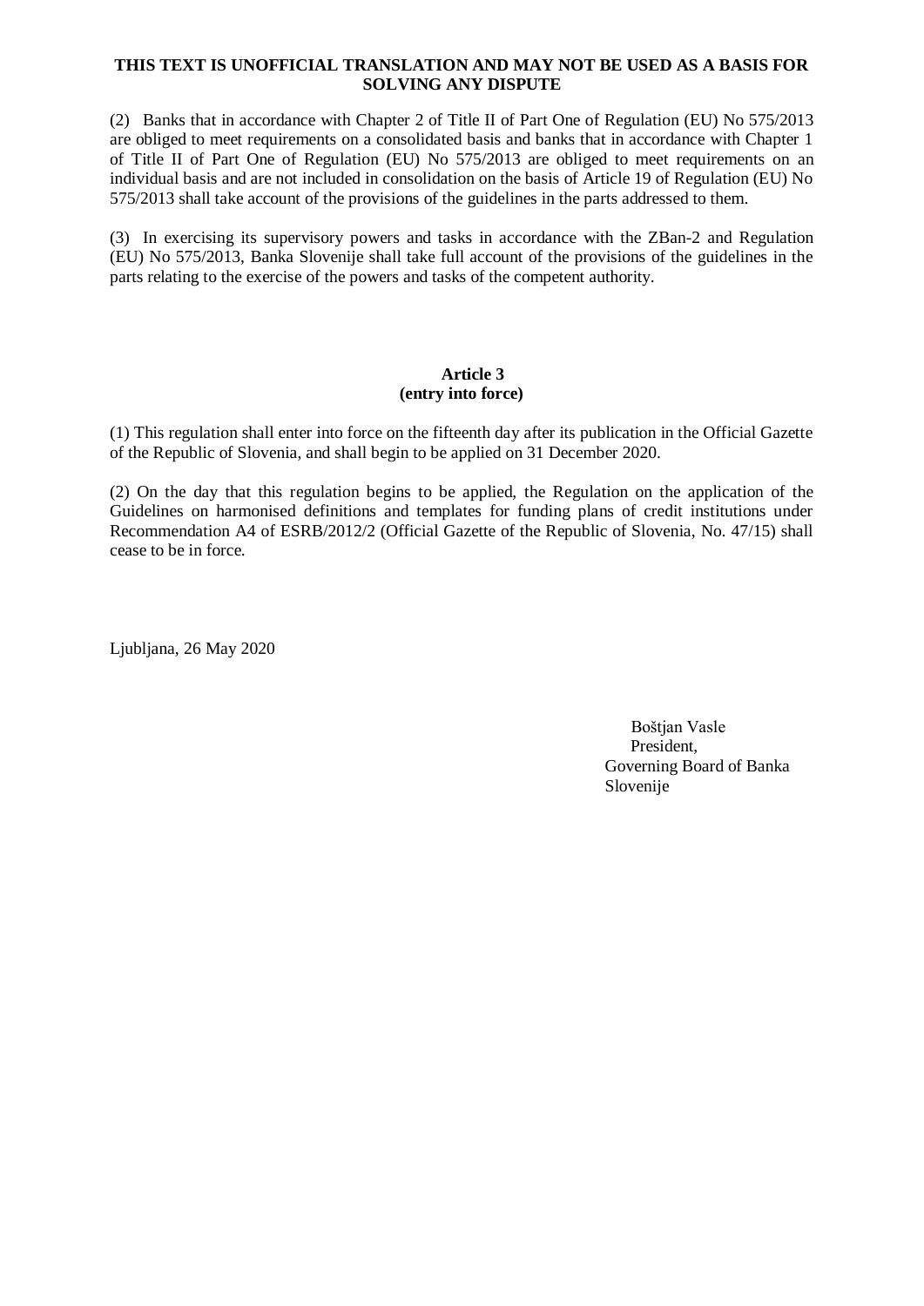**THIS TEXT IS UNOFFICIAL TRANSLATION AND MAY NOT BE USED AS A BASIS FOR SOLVING ANY DISPUTE**

(2) Banks that in accordance with Chapter 2 of Title II of Part One of Regulation (EU) No 575/2013 are obliged to meet requirements on a consolidated basis and banks that in accordance with Chapter 1 of Title II of Part One of Regulation (EU) No 575/2013 are obliged to meet requirements on an individual basis and are not included in consolidation on the basis of Article 19 of Regulation (EU) No 575/2013 shall take account of the provisions of the guidelines in the parts addressed to them.

(3) In exercising its supervisory powers and tasks in accordance with the ZBan-2 and Regulation (EU) No 575/2013, Banka Slovenije shall take full account of the provisions of the guidelines in the parts relating to the exercise of the powers and tasks of the competent authority.

**Article 3**
**(entry into force)**

(1) This regulation shall enter into force on the fifteenth day after its publication in the Official Gazette of the Republic of Slovenia, and shall begin to be applied on 31 December 2020.

(2) On the day that this regulation begins to be applied, the Regulation on the application of the Guidelines on harmonised definitions and templates for funding plans of credit institutions under Recommendation A4 of ESRB/2012/2 (Official Gazette of the Republic of Slovenia, No. 47/15) shall cease to be in force.

Ljubljana, 26 May 2020

Boštjan Vasle
President,
Governing Board of Banka Slovenije